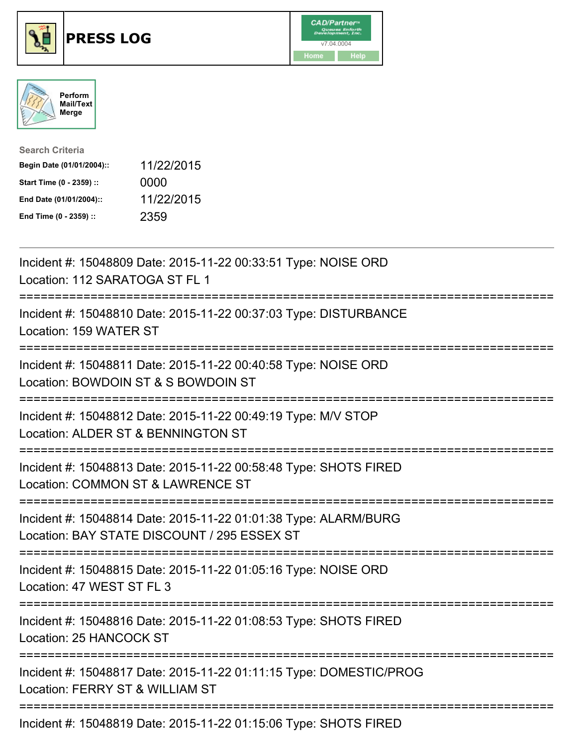# PRESS LOG

CAD/Partner™
v7.04.0004
Home Help

Perform Mail/Text Merge

**Search Criteria**

| | |
|---|---|
| **Begin Date (01/01/2004)::** | 11/22/2015 |
| **Start Time (0 - 2359) ::** | 0000 |
| **End Date (01/01/2004)::** | 11/22/2015 |
| **End Time (0 - 2359) ::** | 2359 |

---

Incident #: 15048809 Date: 2015-11-22 00:33:51 Type: NOISE ORD
Location: 112 SARATOGA ST FL 1

===========================================================================

Incident #: 15048810 Date: 2015-11-22 00:37:03 Type: DISTURBANCE
Location: 159 WATER ST

===========================================================================

Incident #: 15048811 Date: 2015-11-22 00:40:58 Type: NOISE ORD
Location: BOWDOIN ST & S BOWDOIN ST

===========================================================================

Incident #: 15048812 Date: 2015-11-22 00:49:19 Type: M/V STOP
Location: ALDER ST & BENNINGTON ST

===========================================================================

Incident #: 15048813 Date: 2015-11-22 00:58:48 Type: SHOTS FIRED
Location: COMMON ST & LAWRENCE ST

===========================================================================

Incident #: 15048814 Date: 2015-11-22 01:01:38 Type: ALARM/BURG
Location: BAY STATE DISCOUNT / 295 ESSEX ST

===========================================================================

Incident #: 15048815 Date: 2015-11-22 01:05:16 Type: NOISE ORD
Location: 47 WEST ST FL 3

===========================================================================

Incident #: 15048816 Date: 2015-11-22 01:08:53 Type: SHOTS FIRED
Location: 25 HANCOCK ST

===========================================================================

Incident #: 15048817 Date: 2015-11-22 01:11:15 Type: DOMESTIC/PROG
Location: FERRY ST & WILLIAM ST

===========================================================================

Incident #: 15048819 Date: 2015-11-22 01:15:06 Type: SHOTS FIRED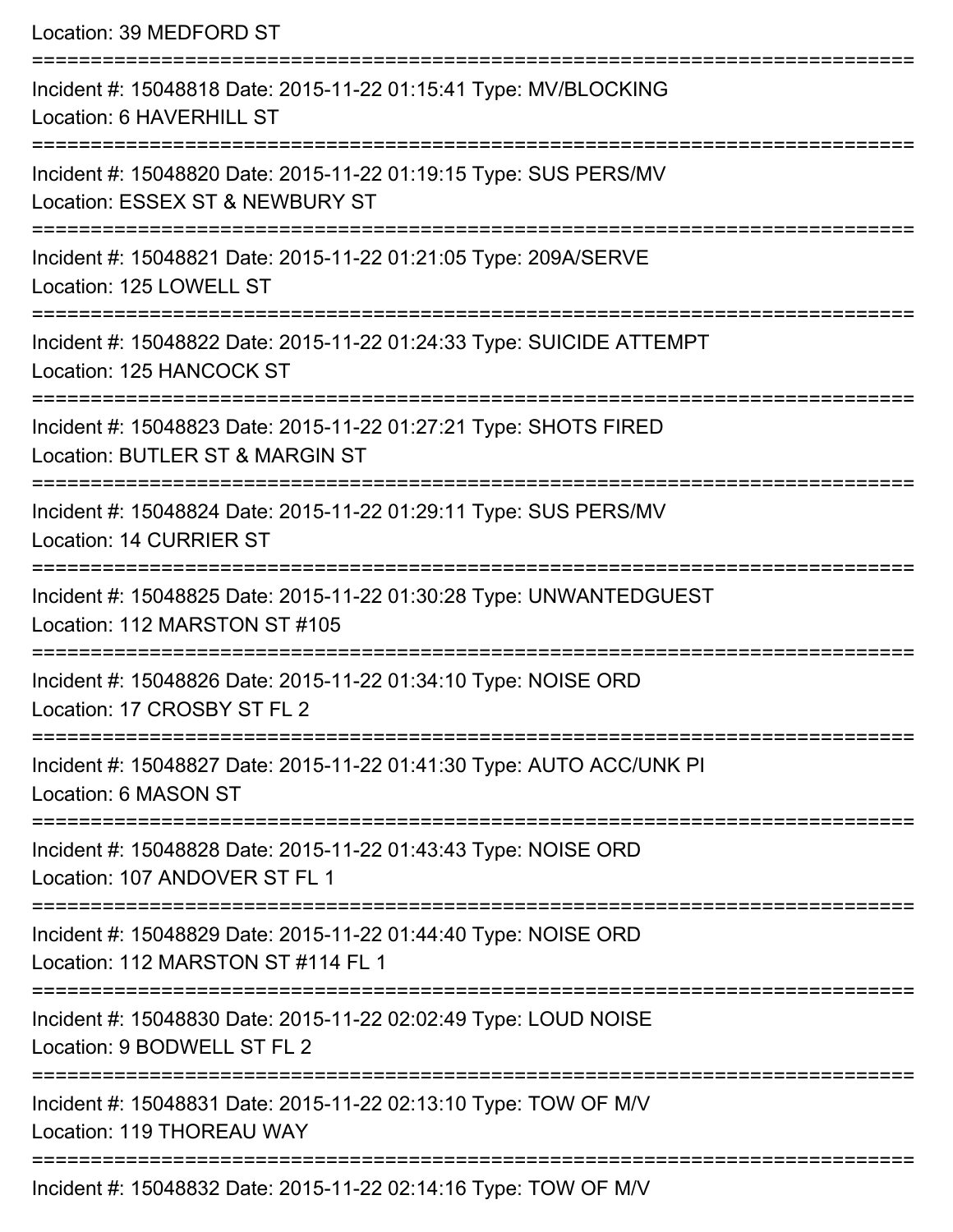Location: 39 MEDFORD ST

===========================================================================

Incident #: 15048818 Date: 2015-11-22 01:15:41 Type: MV/BLOCKING
Location: 6 HAVERHILL ST

===========================================================================

Incident #: 15048820 Date: 2015-11-22 01:19:15 Type: SUS PERS/MV
Location: ESSEX ST & NEWBURY ST

===========================================================================

Incident #: 15048821 Date: 2015-11-22 01:21:05 Type: 209A/SERVE
Location: 125 LOWELL ST

===========================================================================

Incident #: 15048822 Date: 2015-11-22 01:24:33 Type: SUICIDE ATTEMPT
Location: 125 HANCOCK ST

===========================================================================

Incident #: 15048823 Date: 2015-11-22 01:27:21 Type: SHOTS FIRED
Location: BUTLER ST & MARGIN ST

===========================================================================

Incident #: 15048824 Date: 2015-11-22 01:29:11 Type: SUS PERS/MV
Location: 14 CURRIER ST

===========================================================================

Incident #: 15048825 Date: 2015-11-22 01:30:28 Type: UNWANTEDGUEST
Location: 112 MARSTON ST #105

===========================================================================

Incident #: 15048826 Date: 2015-11-22 01:34:10 Type: NOISE ORD
Location: 17 CROSBY ST FL 2

===========================================================================

Incident #: 15048827 Date: 2015-11-22 01:41:30 Type: AUTO ACC/UNK PI
Location: 6 MASON ST

===========================================================================

Incident #: 15048828 Date: 2015-11-22 01:43:43 Type: NOISE ORD
Location: 107 ANDOVER ST FL 1

===========================================================================

Incident #: 15048829 Date: 2015-11-22 01:44:40 Type: NOISE ORD
Location: 112 MARSTON ST #114 FL 1

===========================================================================

Incident #: 15048830 Date: 2015-11-22 02:02:49 Type: LOUD NOISE
Location: 9 BODWELL ST FL 2

===========================================================================

Incident #: 15048831 Date: 2015-11-22 02:13:10 Type: TOW OF M/V
Location: 119 THOREAU WAY

===========================================================================

Incident #: 15048832 Date: 2015-11-22 02:14:16 Type: TOW OF M/V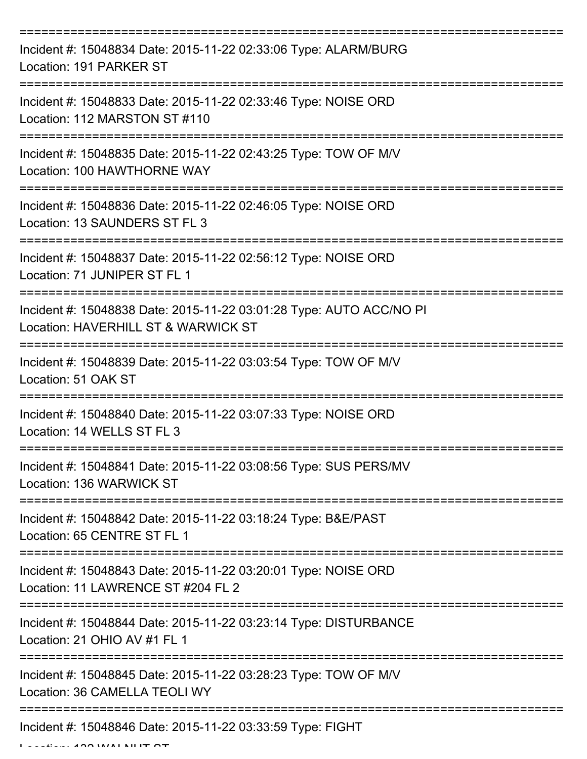===========================================================================

Incident #: 15048834 Date: 2015-11-22 02:33:06 Type: ALARM/BURG
Location: 191 PARKER ST

===========================================================================

Incident #: 15048833 Date: 2015-11-22 02:33:46 Type: NOISE ORD
Location: 112 MARSTON ST #110

===========================================================================

Incident #: 15048835 Date: 2015-11-22 02:43:25 Type: TOW OF M/V
Location: 100 HAWTHORNE WAY

===========================================================================

Incident #: 15048836 Date: 2015-11-22 02:46:05 Type: NOISE ORD
Location: 13 SAUNDERS ST FL 3

===========================================================================

Incident #: 15048837 Date: 2015-11-22 02:56:12 Type: NOISE ORD
Location: 71 JUNIPER ST FL 1

===========================================================================

Incident #: 15048838 Date: 2015-11-22 03:01:28 Type: AUTO ACC/NO PI
Location: HAVERHILL ST & WARWICK ST

===========================================================================

Incident #: 15048839 Date: 2015-11-22 03:03:54 Type: TOW OF M/V
Location: 51 OAK ST

===========================================================================

Incident #: 15048840 Date: 2015-11-22 03:07:33 Type: NOISE ORD
Location: 14 WELLS ST FL 3

===========================================================================

Incident #: 15048841 Date: 2015-11-22 03:08:56 Type: SUS PERS/MV
Location: 136 WARWICK ST

===========================================================================

Incident #: 15048842 Date: 2015-11-22 03:18:24 Type: B&E/PAST
Location: 65 CENTRE ST FL 1

===========================================================================

Incident #: 15048843 Date: 2015-11-22 03:20:01 Type: NOISE ORD
Location: 11 LAWRENCE ST #204 FL 2

===========================================================================

Incident #: 15048844 Date: 2015-11-22 03:23:14 Type: DISTURBANCE
Location: 21 OHIO AV #1 FL 1

===========================================================================

Incident #: 15048845 Date: 2015-11-22 03:28:23 Type: TOW OF M/V
Location: 36 CAMELLA TEOLI WY

===========================================================================

Incident #: 15048846 Date: 2015-11-22 03:33:59 Type: FIGHT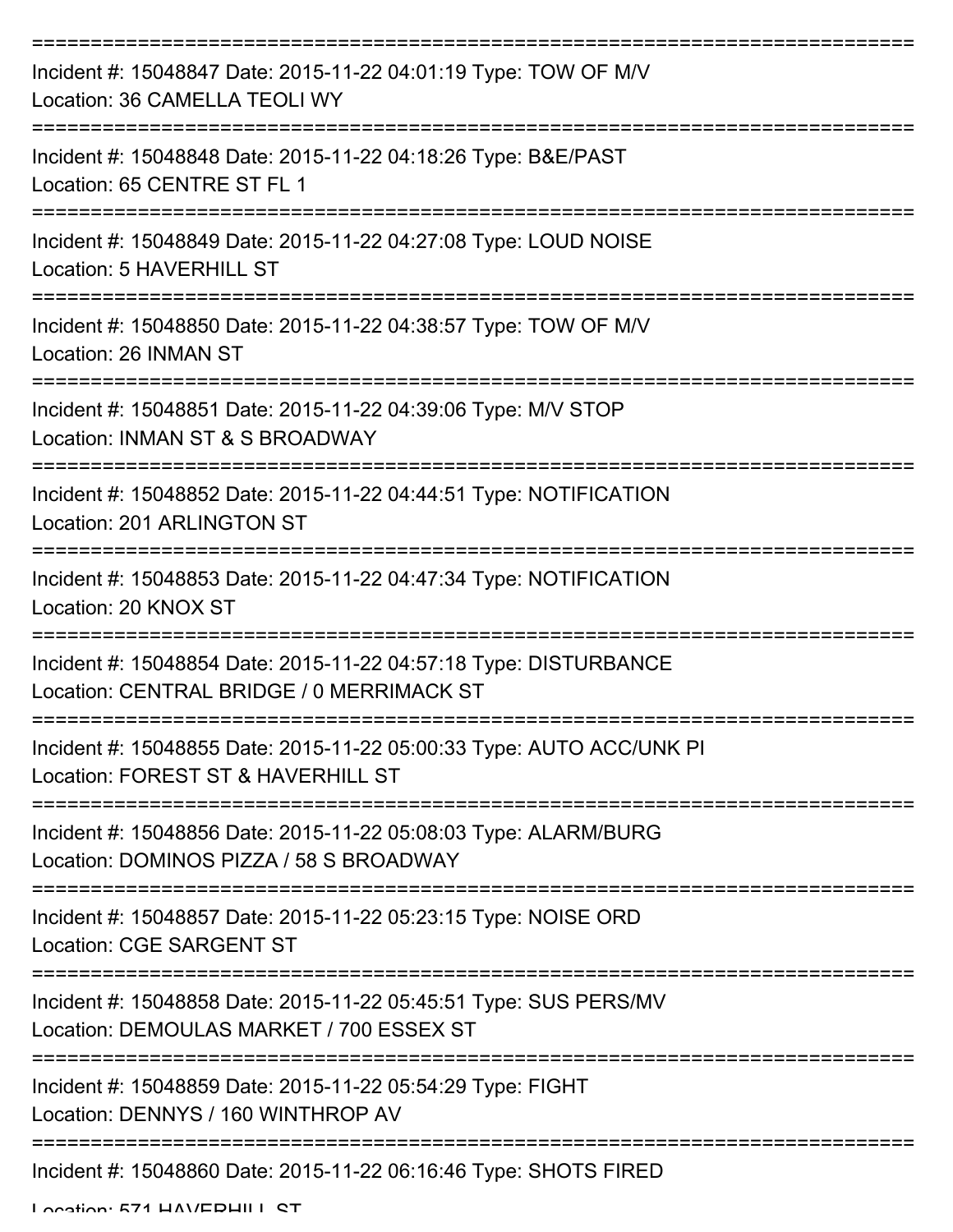===========================================================================
Incident #: 15048847 Date: 2015-11-22 04:01:19 Type: TOW OF M/V
Location: 36 CAMELLA TEOLI WY
===========================================================================
Incident #: 15048848 Date: 2015-11-22 04:18:26 Type: B&E/PAST
Location: 65 CENTRE ST FL 1
===========================================================================
Incident #: 15048849 Date: 2015-11-22 04:27:08 Type: LOUD NOISE
Location: 5 HAVERHILL ST
===========================================================================
Incident #: 15048850 Date: 2015-11-22 04:38:57 Type: TOW OF M/V
Location: 26 INMAN ST
===========================================================================
Incident #: 15048851 Date: 2015-11-22 04:39:06 Type: M/V STOP
Location: INMAN ST & S BROADWAY
===========================================================================
Incident #: 15048852 Date: 2015-11-22 04:44:51 Type: NOTIFICATION
Location: 201 ARLINGTON ST
===========================================================================
Incident #: 15048853 Date: 2015-11-22 04:47:34 Type: NOTIFICATION
Location: 20 KNOX ST
===========================================================================
Incident #: 15048854 Date: 2015-11-22 04:57:18 Type: DISTURBANCE
Location: CENTRAL BRIDGE / 0 MERRIMACK ST
===========================================================================
Incident #: 15048855 Date: 2015-11-22 05:00:33 Type: AUTO ACC/UNK PI
Location: FOREST ST & HAVERHILL ST
===========================================================================
Incident #: 15048856 Date: 2015-11-22 05:08:03 Type: ALARM/BURG
Location: DOMINOS PIZZA / 58 S BROADWAY
===========================================================================
Incident #: 15048857 Date: 2015-11-22 05:23:15 Type: NOISE ORD
Location: CGE SARGENT ST
===========================================================================
Incident #: 15048858 Date: 2015-11-22 05:45:51 Type: SUS PERS/MV
Location: DEMOULAS MARKET / 700 ESSEX ST
===========================================================================
Incident #: 15048859 Date: 2015-11-22 05:54:29 Type: FIGHT
Location: DENNYS / 160 WINTHROP AV
===========================================================================
Incident #: 15048860 Date: 2015-11-22 06:16:46 Type: SHOTS FIRED
Location: 571 HAVERHILL ST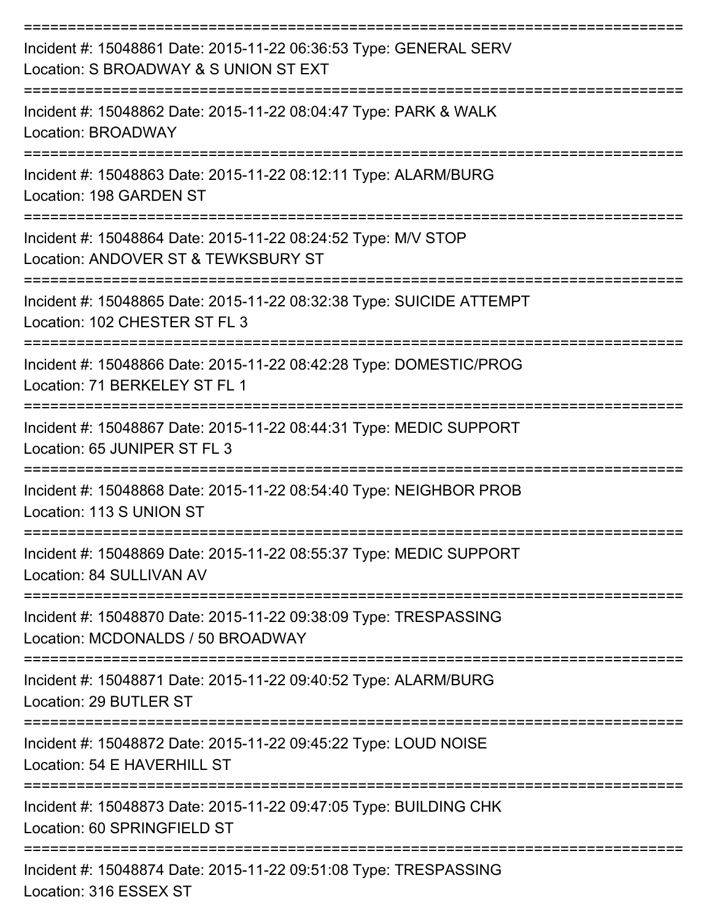===========================================================================
Incident #: 15048861 Date: 2015-11-22 06:36:53 Type: GENERAL SERV
Location: S BROADWAY & S UNION ST EXT
===========================================================================
Incident #: 15048862 Date: 2015-11-22 08:04:47 Type: PARK & WALK
Location: BROADWAY
===========================================================================
Incident #: 15048863 Date: 2015-11-22 08:12:11 Type: ALARM/BURG
Location: 198 GARDEN ST
===========================================================================
Incident #: 15048864 Date: 2015-11-22 08:24:52 Type: M/V STOP
Location: ANDOVER ST & TEWKSBURY ST
===========================================================================
Incident #: 15048865 Date: 2015-11-22 08:32:38 Type: SUICIDE ATTEMPT
Location: 102 CHESTER ST FL 3
===========================================================================
Incident #: 15048866 Date: 2015-11-22 08:42:28 Type: DOMESTIC/PROG
Location: 71 BERKELEY ST FL 1
===========================================================================
Incident #: 15048867 Date: 2015-11-22 08:44:31 Type: MEDIC SUPPORT
Location: 65 JUNIPER ST FL 3
===========================================================================
Incident #: 15048868 Date: 2015-11-22 08:54:40 Type: NEIGHBOR PROB
Location: 113 S UNION ST
===========================================================================
Incident #: 15048869 Date: 2015-11-22 08:55:37 Type: MEDIC SUPPORT
Location: 84 SULLIVAN AV
===========================================================================
Incident #: 15048870 Date: 2015-11-22 09:38:09 Type: TRESPASSING
Location: MCDONALDS / 50 BROADWAY
===========================================================================
Incident #: 15048871 Date: 2015-11-22 09:40:52 Type: ALARM/BURG
Location: 29 BUTLER ST
===========================================================================
Incident #: 15048872 Date: 2015-11-22 09:45:22 Type: LOUD NOISE
Location: 54 E HAVERHILL ST
===========================================================================
Incident #: 15048873 Date: 2015-11-22 09:47:05 Type: BUILDING CHK
Location: 60 SPRINGFIELD ST
===========================================================================
Incident #: 15048874 Date: 2015-11-22 09:51:08 Type: TRESPASSING
Location: 316 ESSEX ST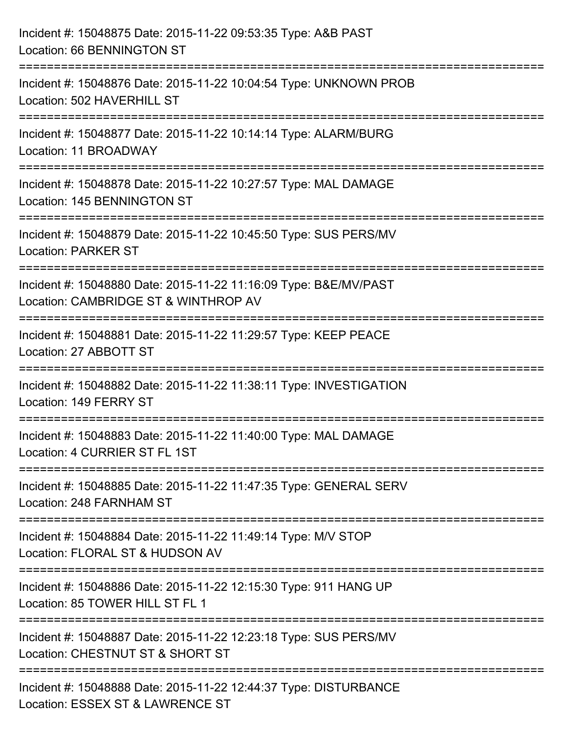Incident #: 15048875 Date: 2015-11-22 09:53:35 Type: A&B PAST
Location: 66 BENNINGTON ST

===========================================================================

Incident #: 15048876 Date: 2015-11-22 10:04:54 Type: UNKNOWN PROB
Location: 502 HAVERHILL ST

===========================================================================

Incident #: 15048877 Date: 2015-11-22 10:14:14 Type: ALARM/BURG
Location: 11 BROADWAY

===========================================================================

Incident #: 15048878 Date: 2015-11-22 10:27:57 Type: MAL DAMAGE
Location: 145 BENNINGTON ST

===========================================================================

Incident #: 15048879 Date: 2015-11-22 10:45:50 Type: SUS PERS/MV
Location: PARKER ST

===========================================================================

Incident #: 15048880 Date: 2015-11-22 11:16:09 Type: B&E/MV/PAST
Location: CAMBRIDGE ST & WINTHROP AV

===========================================================================

Incident #: 15048881 Date: 2015-11-22 11:29:57 Type: KEEP PEACE
Location: 27 ABBOTT ST

===========================================================================

Incident #: 15048882 Date: 2015-11-22 11:38:11 Type: INVESTIGATION
Location: 149 FERRY ST

===========================================================================

Incident #: 15048883 Date: 2015-11-22 11:40:00 Type: MAL DAMAGE
Location: 4 CURRIER ST FL 1ST

===========================================================================

Incident #: 15048885 Date: 2015-11-22 11:47:35 Type: GENERAL SERV
Location: 248 FARNHAM ST

===========================================================================

Incident #: 15048884 Date: 2015-11-22 11:49:14 Type: M/V STOP
Location: FLORAL ST & HUDSON AV

===========================================================================

Incident #: 15048886 Date: 2015-11-22 12:15:30 Type: 911 HANG UP
Location: 85 TOWER HILL ST FL 1

===========================================================================

Incident #: 15048887 Date: 2015-11-22 12:23:18 Type: SUS PERS/MV
Location: CHESTNUT ST & SHORT ST

===========================================================================

Incident #: 15048888 Date: 2015-11-22 12:44:37 Type: DISTURBANCE
Location: ESSEX ST & LAWRENCE ST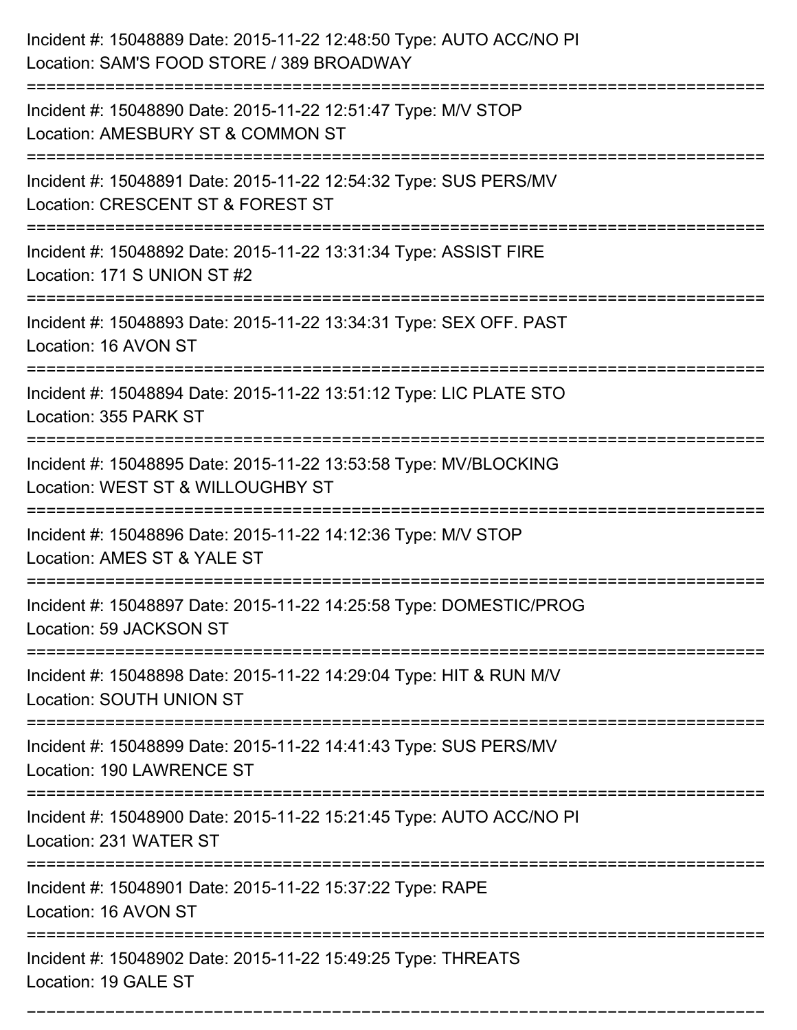Incident #: 15048889 Date: 2015-11-22 12:48:50 Type: AUTO ACC/NO PI
Location: SAM'S FOOD STORE / 389 BROADWAY

===========================================================================

Incident #: 15048890 Date: 2015-11-22 12:51:47 Type: M/V STOP
Location: AMESBURY ST & COMMON ST

===========================================================================

Incident #: 15048891 Date: 2015-11-22 12:54:32 Type: SUS PERS/MV
Location: CRESCENT ST & FOREST ST

===========================================================================

Incident #: 15048892 Date: 2015-11-22 13:31:34 Type: ASSIST FIRE
Location: 171 S UNION ST #2

===========================================================================

Incident #: 15048893 Date: 2015-11-22 13:34:31 Type: SEX OFF. PAST
Location: 16 AVON ST

===========================================================================

Incident #: 15048894 Date: 2015-11-22 13:51:12 Type: LIC PLATE STO
Location: 355 PARK ST

===========================================================================

Incident #: 15048895 Date: 2015-11-22 13:53:58 Type: MV/BLOCKING
Location: WEST ST & WILLOUGHBY ST

===========================================================================

Incident #: 15048896 Date: 2015-11-22 14:12:36 Type: M/V STOP
Location: AMES ST & YALE ST

===========================================================================

Incident #: 15048897 Date: 2015-11-22 14:25:58 Type: DOMESTIC/PROG
Location: 59 JACKSON ST

===========================================================================

Incident #: 15048898 Date: 2015-11-22 14:29:04 Type: HIT & RUN M/V
Location: SOUTH UNION ST

===========================================================================

Incident #: 15048899 Date: 2015-11-22 14:41:43 Type: SUS PERS/MV
Location: 190 LAWRENCE ST

===========================================================================

Incident #: 15048900 Date: 2015-11-22 15:21:45 Type: AUTO ACC/NO PI
Location: 231 WATER ST

===========================================================================

Incident #: 15048901 Date: 2015-11-22 15:37:22 Type: RAPE
Location: 16 AVON ST

===========================================================================

Incident #: 15048902 Date: 2015-11-22 15:49:25 Type: THREATS
Location: 19 GALE ST

===========================================================================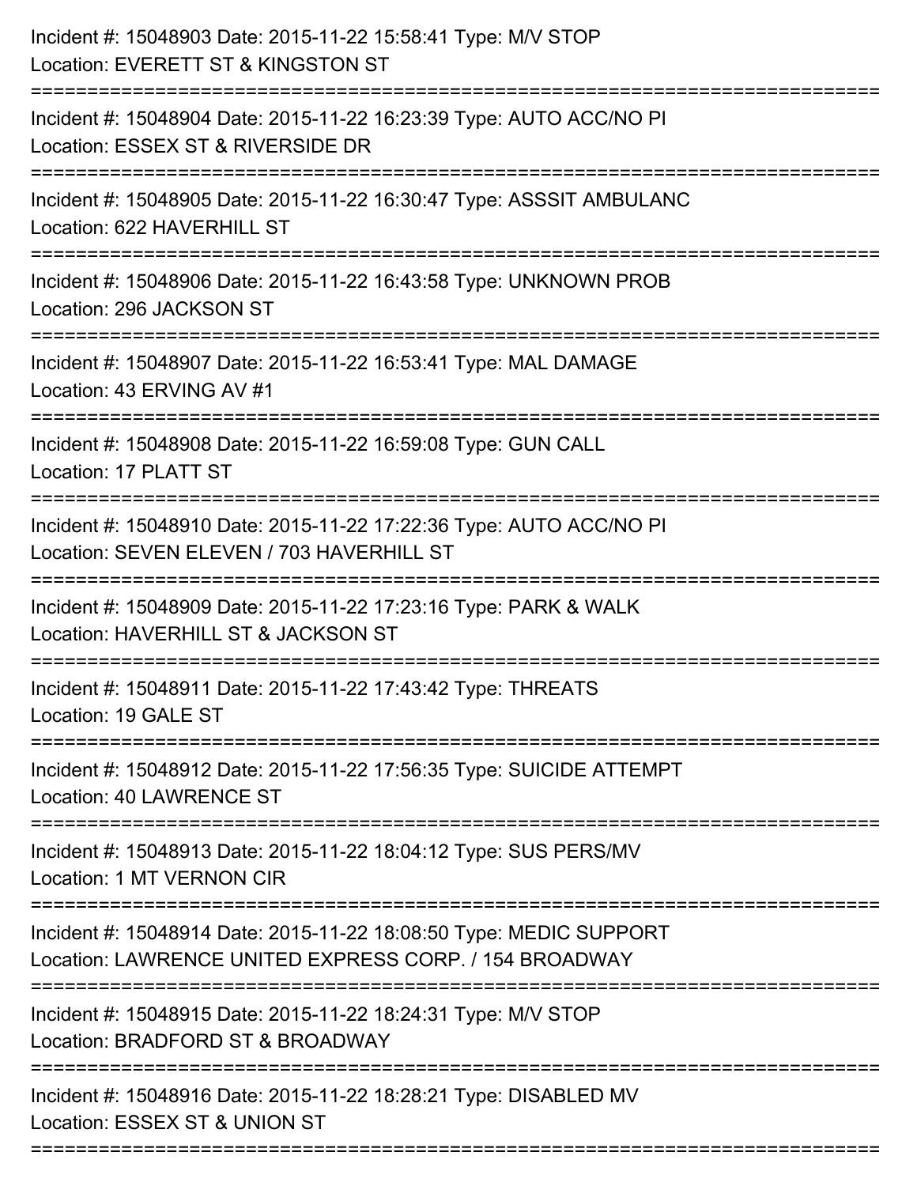Incident #: 15048903 Date: 2015-11-22 15:58:41 Type: M/V STOP
Location: EVERETT ST & KINGSTON ST

===========================================================================

Incident #: 15048904 Date: 2015-11-22 16:23:39 Type: AUTO ACC/NO PI
Location: ESSEX ST & RIVERSIDE DR

===========================================================================

Incident #: 15048905 Date: 2015-11-22 16:30:47 Type: ASSSIT AMBULANC
Location: 622 HAVERHILL ST

===========================================================================

Incident #: 15048906 Date: 2015-11-22 16:43:58 Type: UNKNOWN PROB
Location: 296 JACKSON ST

===========================================================================

Incident #: 15048907 Date: 2015-11-22 16:53:41 Type: MAL DAMAGE
Location: 43 ERVING AV #1

===========================================================================

Incident #: 15048908 Date: 2015-11-22 16:59:08 Type: GUN CALL
Location: 17 PLATT ST

===========================================================================

Incident #: 15048910 Date: 2015-11-22 17:22:36 Type: AUTO ACC/NO PI
Location: SEVEN ELEVEN / 703 HAVERHILL ST

===========================================================================

Incident #: 15048909 Date: 2015-11-22 17:23:16 Type: PARK & WALK
Location: HAVERHILL ST & JACKSON ST

===========================================================================

Incident #: 15048911 Date: 2015-11-22 17:43:42 Type: THREATS
Location: 19 GALE ST

===========================================================================

Incident #: 15048912 Date: 2015-11-22 17:56:35 Type: SUICIDE ATTEMPT
Location: 40 LAWRENCE ST

===========================================================================

Incident #: 15048913 Date: 2015-11-22 18:04:12 Type: SUS PERS/MV
Location: 1 MT VERNON CIR

===========================================================================

Incident #: 15048914 Date: 2015-11-22 18:08:50 Type: MEDIC SUPPORT
Location: LAWRENCE UNITED EXPRESS CORP. / 154 BROADWAY

===========================================================================

Incident #: 15048915 Date: 2015-11-22 18:24:31 Type: M/V STOP
Location: BRADFORD ST & BROADWAY

===========================================================================

Incident #: 15048916 Date: 2015-11-22 18:28:21 Type: DISABLED MV
Location: ESSEX ST & UNION ST

===========================================================================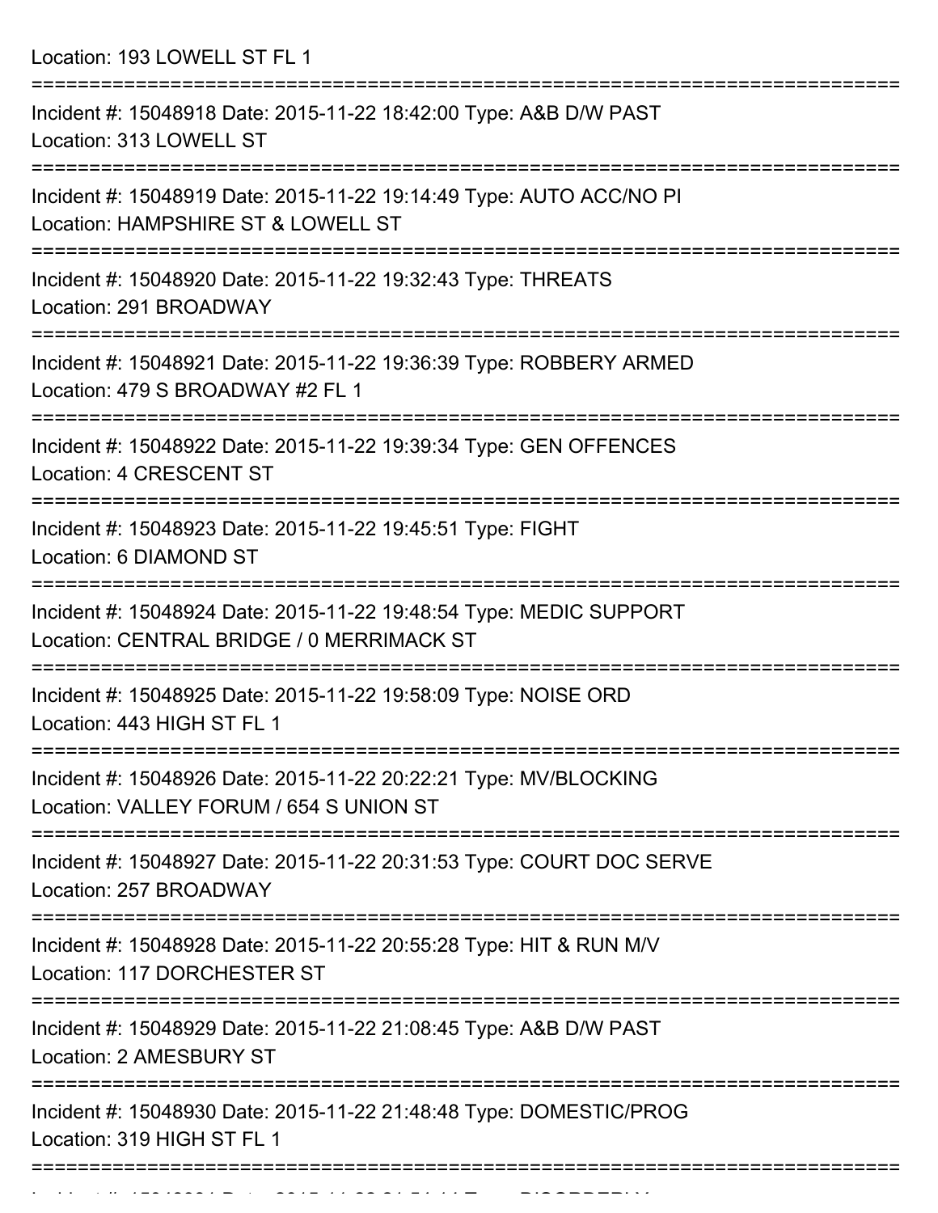Location: 193 LOWELL ST FL 1

===========================================================================

Incident #: 15048918 Date: 2015-11-22 18:42:00 Type: A&B D/W PAST
Location: 313 LOWELL ST

===========================================================================

Incident #: 15048919 Date: 2015-11-22 19:14:49 Type: AUTO ACC/NO PI
Location: HAMPSHIRE ST & LOWELL ST

===========================================================================

Incident #: 15048920 Date: 2015-11-22 19:32:43 Type: THREATS
Location: 291 BROADWAY

===========================================================================

Incident #: 15048921 Date: 2015-11-22 19:36:39 Type: ROBBERY ARMED
Location: 479 S BROADWAY #2 FL 1

===========================================================================

Incident #: 15048922 Date: 2015-11-22 19:39:34 Type: GEN OFFENCES
Location: 4 CRESCENT ST

===========================================================================

Incident #: 15048923 Date: 2015-11-22 19:45:51 Type: FIGHT
Location: 6 DIAMOND ST

===========================================================================

Incident #: 15048924 Date: 2015-11-22 19:48:54 Type: MEDIC SUPPORT
Location: CENTRAL BRIDGE / 0 MERRIMACK ST

===========================================================================

Incident #: 15048925 Date: 2015-11-22 19:58:09 Type: NOISE ORD
Location: 443 HIGH ST FL 1

===========================================================================

Incident #: 15048926 Date: 2015-11-22 20:22:21 Type: MV/BLOCKING
Location: VALLEY FORUM / 654 S UNION ST

===========================================================================

Incident #: 15048927 Date: 2015-11-22 20:31:53 Type: COURT DOC SERVE
Location: 257 BROADWAY

===========================================================================

Incident #: 15048928 Date: 2015-11-22 20:55:28 Type: HIT & RUN M/V
Location: 117 DORCHESTER ST

===========================================================================

Incident #: 15048929 Date: 2015-11-22 21:08:45 Type: A&B D/W PAST
Location: 2 AMESBURY ST

===========================================================================

Incident #: 15048930 Date: 2015-11-22 21:48:48 Type: DOMESTIC/PROG
Location: 319 HIGH ST FL 1

===========================================================================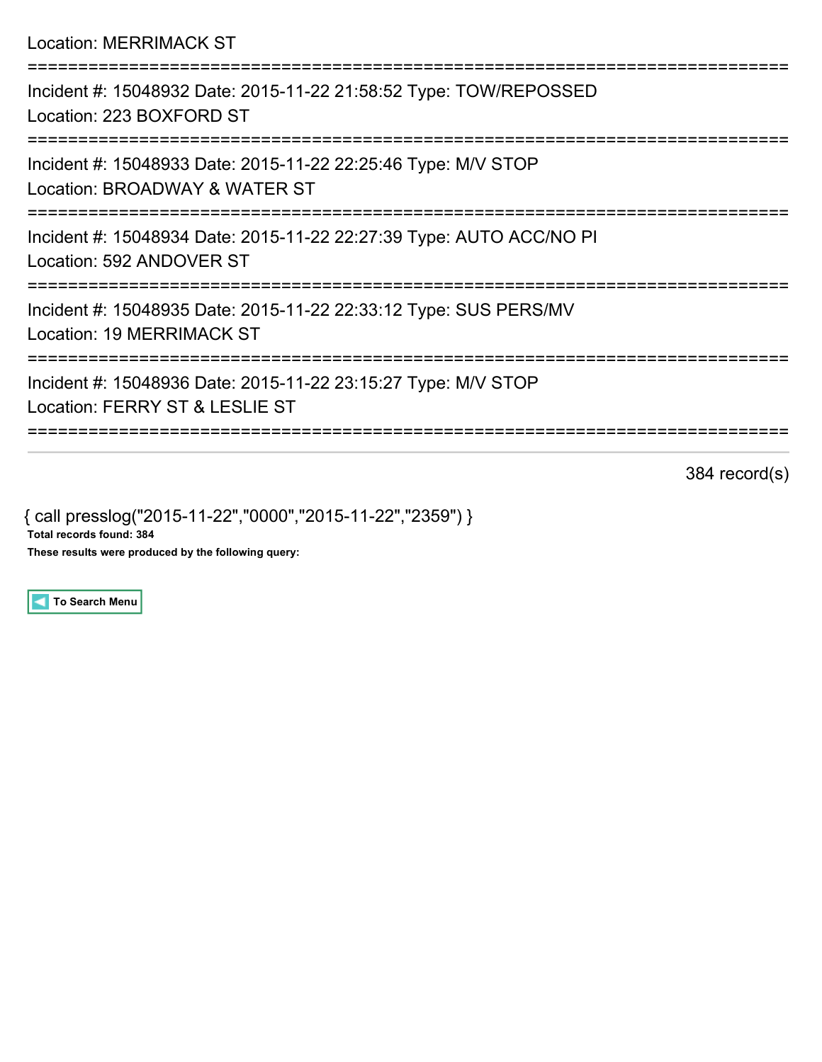Location: MERRIMACK ST

===========================================================================

Incident #: 15048932 Date: 2015-11-22 21:58:52 Type: TOW/REPOSSED
Location: 223 BOXFORD ST

===========================================================================

Incident #: 15048933 Date: 2015-11-22 22:25:46 Type: M/V STOP
Location: BROADWAY & WATER ST

===========================================================================

Incident #: 15048934 Date: 2015-11-22 22:27:39 Type: AUTO ACC/NO PI
Location: 592 ANDOVER ST

===========================================================================

Incident #: 15048935 Date: 2015-11-22 22:33:12 Type: SUS PERS/MV
Location: 19 MERRIMACK ST

===========================================================================

Incident #: 15048936 Date: 2015-11-22 23:15:27 Type: M/V STOP
Location: FERRY ST & LESLIE ST

===========================================================================

384 record(s)

{ call presslog("2015-11-22","0000","2015-11-22","2359") }

**Total records found: 384**

**These results were produced by the following query:**

To Search Menu